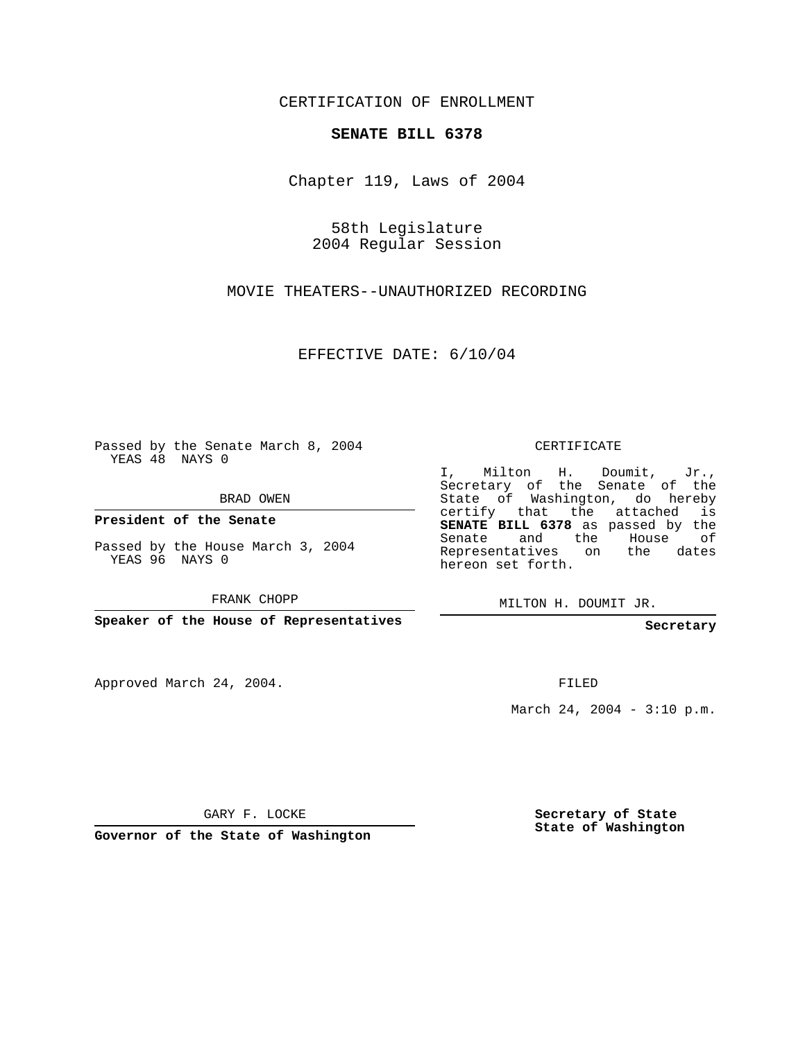CERTIFICATION OF ENROLLMENT

**SENATE BILL 6378**

Chapter 119, Laws of 2004

58th Legislature
2004 Regular Session

MOVIE THEATERS--UNAUTHORIZED RECORDING

EFFECTIVE DATE: 6/10/04

Passed by the Senate March 8, 2004
YEAS 48 NAYS 0

BRAD OWEN

**President of the Senate**

Passed by the House March 3, 2004
YEAS 96 NAYS 0

FRANK CHOPP

**Speaker of the House of Representatives**

Approved March 24, 2004.

GARY F. LOCKE

**Governor of the State of Washington**

CERTIFICATE

I, Milton H. Doumit, Jr., Secretary of the Senate of the State of Washington, do hereby certify that the attached is **SENATE BILL 6378** as passed by the Senate and the House of Representatives on the dates hereon set forth.

MILTON H. DOUMIT JR.

**Secretary**

FILED

March 24, 2004 - 3:10 p.m.

**Secretary of State**
**State of Washington**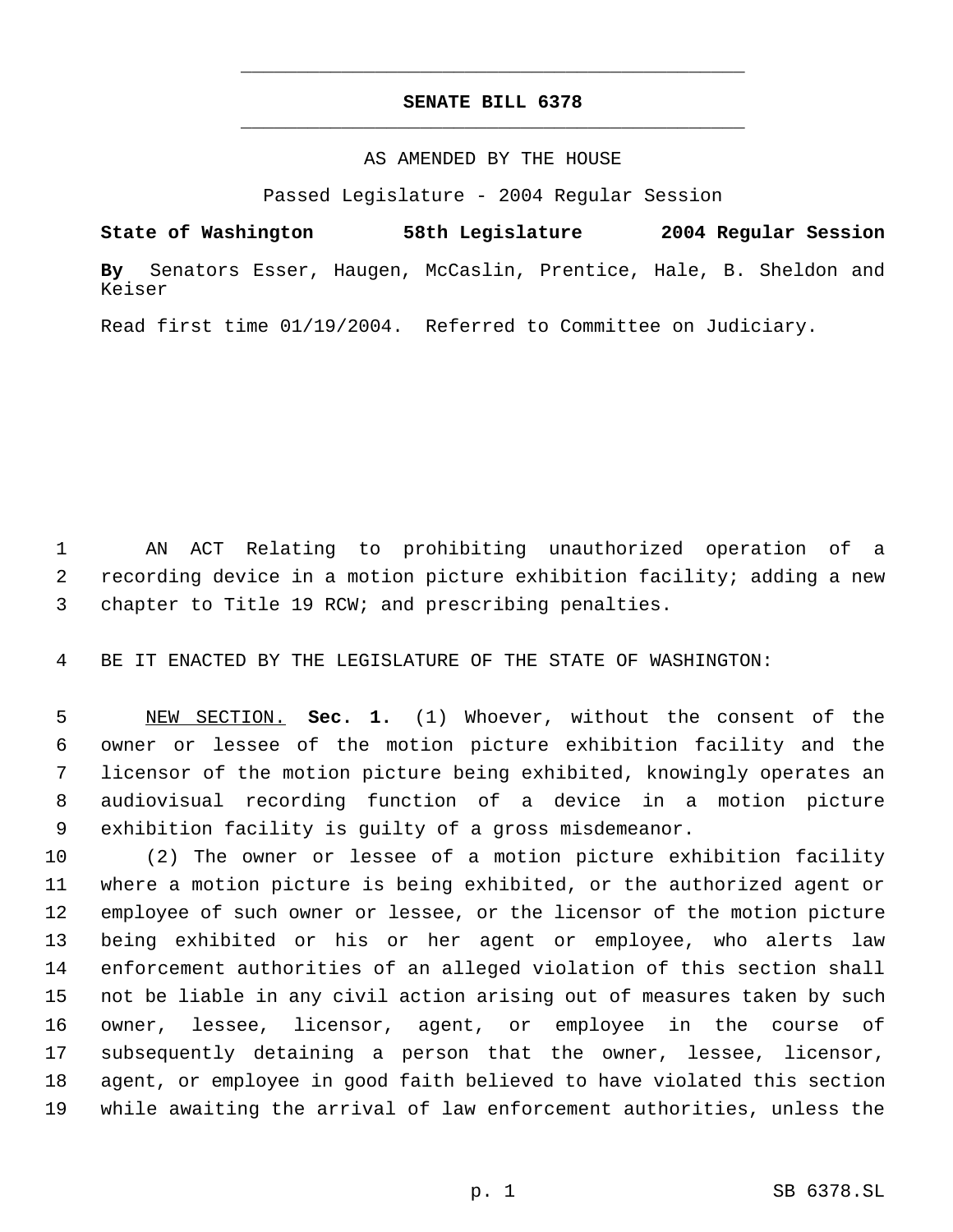# SENATE BILL 6378

AS AMENDED BY THE HOUSE

Passed Legislature - 2004 Regular Session

**State of Washington 58th Legislature 2004 Regular Session**

**By** Senators Esser, Haugen, McCaslin, Prentice, Hale, B. Sheldon and Keiser

Read first time 01/19/2004. Referred to Committee on Judiciary.

AN ACT Relating to prohibiting unauthorized operation of a recording device in a motion picture exhibition facility; adding a new chapter to Title 19 RCW; and prescribing penalties.

BE IT ENACTED BY THE LEGISLATURE OF THE STATE OF WASHINGTON:

NEW SECTION. **Sec. 1.** (1) Whoever, without the consent of the owner or lessee of the motion picture exhibition facility and the licensor of the motion picture being exhibited, knowingly operates an audiovisual recording function of a device in a motion picture exhibition facility is guilty of a gross misdemeanor.

(2) The owner or lessee of a motion picture exhibition facility where a motion picture is being exhibited, or the authorized agent or employee of such owner or lessee, or the licensor of the motion picture being exhibited or his or her agent or employee, who alerts law enforcement authorities of an alleged violation of this section shall not be liable in any civil action arising out of measures taken by such owner, lessee, licensor, agent, or employee in the course of subsequently detaining a person that the owner, lessee, licensor, agent, or employee in good faith believed to have violated this section while awaiting the arrival of law enforcement authorities, unless the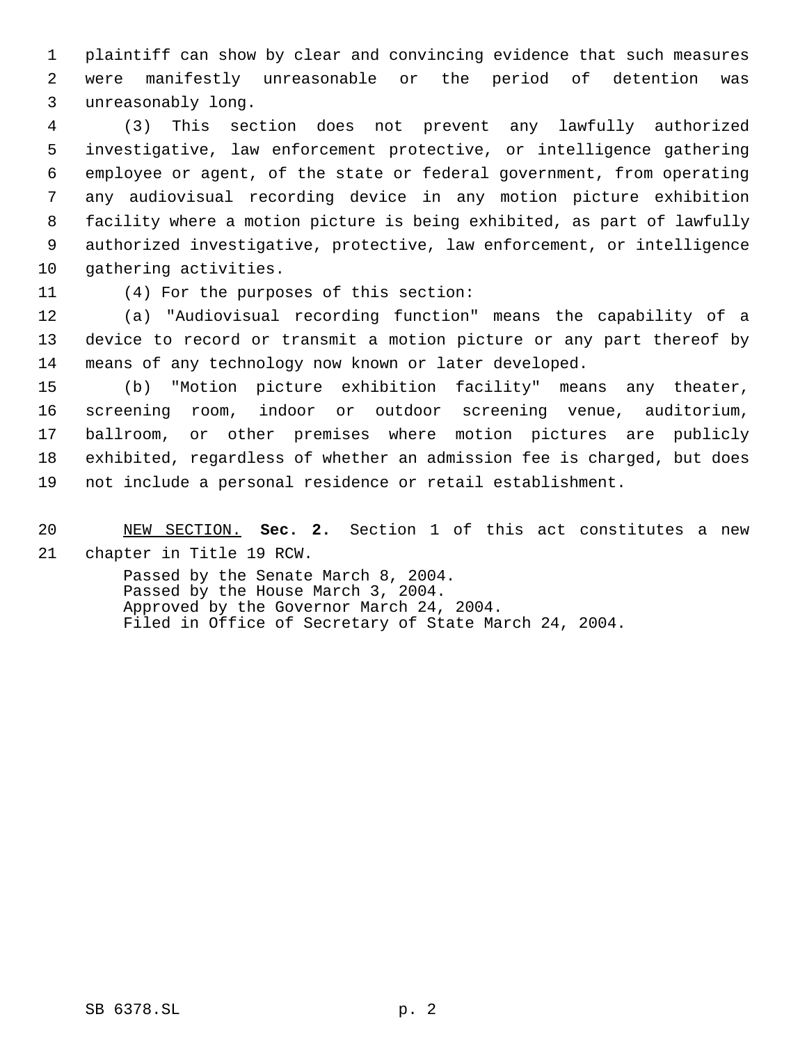plaintiff can show by clear and convincing evidence that such measures were manifestly unreasonable or the period of detention was unreasonably long.

(3) This section does not prevent any lawfully authorized investigative, law enforcement protective, or intelligence gathering employee or agent, of the state or federal government, from operating any audiovisual recording device in any motion picture exhibition facility where a motion picture is being exhibited, as part of lawfully authorized investigative, protective, law enforcement, or intelligence gathering activities.

(4) For the purposes of this section:

(a) "Audiovisual recording function" means the capability of a device to record or transmit a motion picture or any part thereof by means of any technology now known or later developed.

(b) "Motion picture exhibition facility" means any theater, screening room, indoor or outdoor screening venue, auditorium, ballroom, or other premises where motion pictures are publicly exhibited, regardless of whether an admission fee is charged, but does not include a personal residence or retail establishment.

NEW SECTION. **Sec. 2.** Section 1 of this act constitutes a new chapter in Title 19 RCW.

Passed by the Senate March 8, 2004.
Passed by the House March 3, 2004.
Approved by the Governor March 24, 2004.
Filed in Office of Secretary of State March 24, 2004.